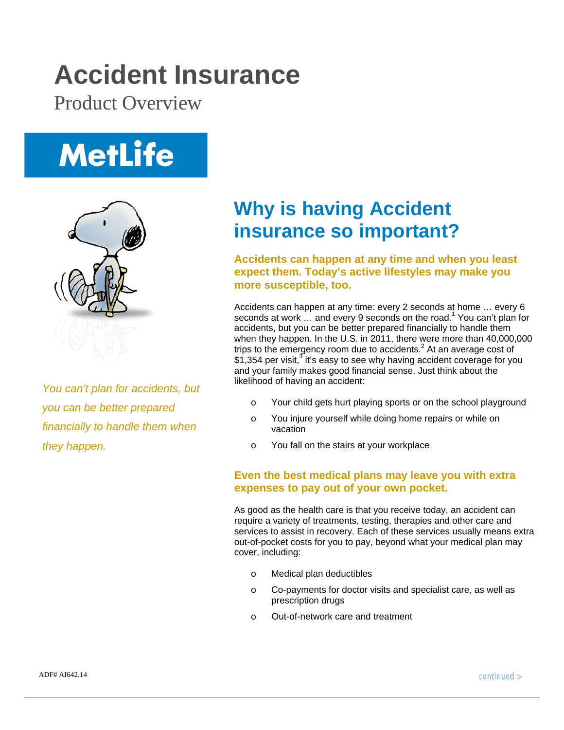# Accident Insurance

Product Overview

MetLife

*You can't plan for accidents, but you can be better prepared financially to handle them when they happen.*

## Why is having Accident insurance so important?

### Accidents can happen at any time and when you least expect them. Today's active lifestyles may make you more susceptible, too.

Accidents can happen at any time: every 2 seconds at home … every 6 seconds at work … and every 9 seconds on the road.[1] You can't plan for accidents, but you can be better prepared financially to handle them when they happen. In the U.S. in 2011, there were more than 40,000,000 trips to the emergency room due to accidents.[2] At an average cost of $1,354 per visit,[3] it's easy to see why having accident coverage for you and your family makes good financial sense. Just think about the likelihood of having an accident:

- Your child gets hurt playing sports or on the school playground
- You injure yourself while doing home repairs or while on vacation
- You fall on the stairs at your workplace

### Even the best medical plans may leave you with extra expenses to pay out of your own pocket.

As good as the health care is that you receive today, an accident can require a variety of treatments, testing, therapies and other care and services to assist in recovery. Each of these services usually means extra out-of-pocket costs for you to pay, beyond what your medical plan may cover, including:

- Medical plan deductibles
- Co-payments for doctor visits and specialist care, as well as prescription drugs
- Out-of-network care and treatment

ADF# AI642.14

continued >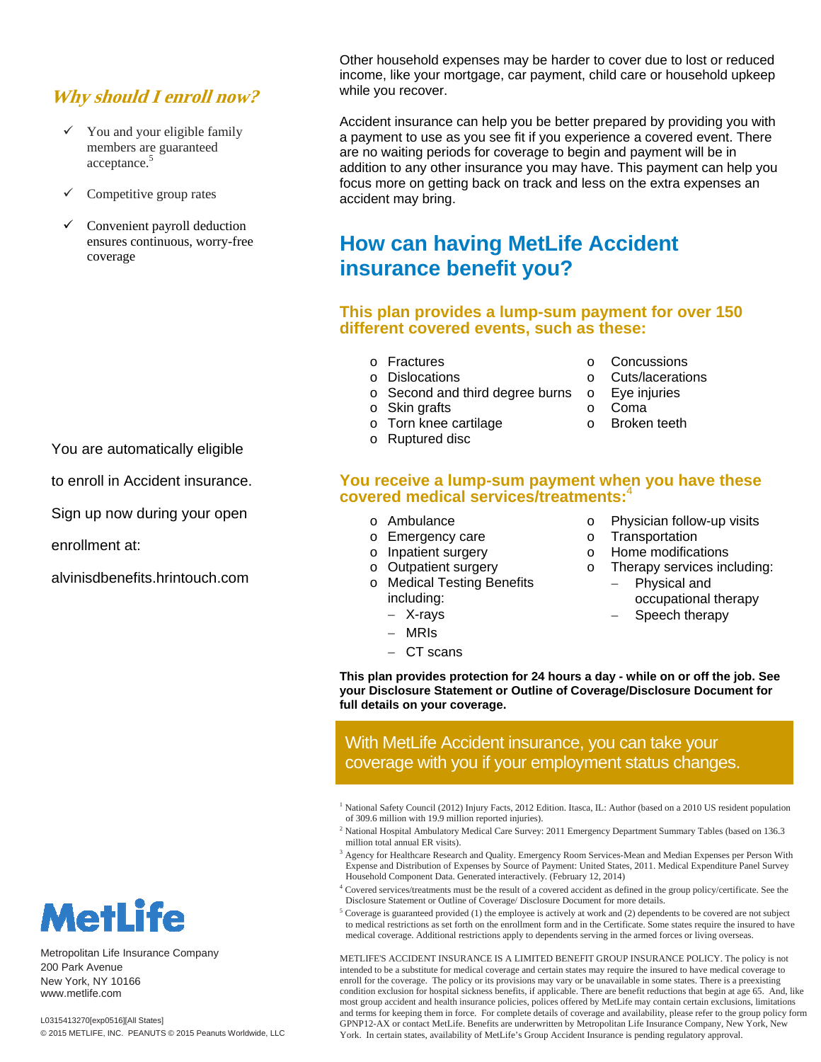## *Why should I enroll now?*

- ✓ You and your eligible family members are guaranteed acceptance.[5]
- ✓ Competitive group rates
- ✓ Convenient payroll deduction ensures continuous, worry-free coverage

You are automatically eligible to enroll in Accident insurance. Sign up now during your open enrollment at:

alvinisdbenefits.hrintouch.com

Other household expenses may be harder to cover due to lost or reduced income, like your mortgage, car payment, child care or household upkeep while you recover.

Accident insurance can help you be better prepared by providing you with a payment to use as you see fit if you experience a covered event. There are no waiting periods for coverage to begin and payment will be in addition to any other insurance you may have. This payment can help you focus more on getting back on track and less on the extra expenses an accident may bring.

# How can having MetLife Accident insurance benefit you?

### This plan provides a lump-sum payment for over 150 different covered events, such as these:

- Fractures
- Dislocations
- Second and third degree burns
- Skin grafts
- Torn knee cartilage
- Ruptured disc
- Concussions
- Cuts/lacerations
- Eye injuries
- Coma
- Broken teeth

### You receive a lump-sum payment when you have these covered medical services/treatments:[4]

- Ambulance
- Emergency care
- Inpatient surgery
- Outpatient surgery
- Medical Testing Benefits including:
  - X-rays
  - MRIs
  - CT scans
- Physician follow-up visits
- Transportation
- Home modifications
- Therapy services including:
  - Physical and occupational therapy
  - Speech therapy

**This plan provides protection for 24 hours a day - while on or off the job. See your Disclosure Statement or Outline of Coverage/Disclosure Document for full details on your coverage.**

With MetLife Accident insurance, you can take your coverage with you if your employment status changes.

[1] National Safety Council (2012) Injury Facts, 2012 Edition. Itasca, IL: Author (based on a 2010 US resident population of 309.6 million with 19.9 million reported injuries).

[2] National Hospital Ambulatory Medical Care Survey: 2011 Emergency Department Summary Tables (based on 136.3 million total annual ER visits).

[3] Agency for Healthcare Research and Quality. Emergency Room Services-Mean and Median Expenses per Person With Expense and Distribution of Expenses by Source of Payment: United States, 2011. Medical Expenditure Panel Survey Household Component Data. Generated interactively. (February 12, 2014)

[4] Covered services/treatments must be the result of a covered accident as defined in the group policy/certificate. See the Disclosure Statement or Outline of Coverage/ Disclosure Document for more details.

[5] Coverage is guaranteed provided (1) the employee is actively at work and (2) dependents to be covered are not subject to medical restrictions as set forth on the enrollment form and in the Certificate. Some states require the insured to have medical coverage. Additional restrictions apply to dependents serving in the armed forces or living overseas.

METLIFE'S ACCIDENT INSURANCE IS A LIMITED BENEFIT GROUP INSURANCE POLICY. The policy is not intended to be a substitute for medical coverage and certain states may require the insured to have medical coverage to enroll for the coverage. The policy or its provisions may vary or be unavailable in some states. There is a preexisting condition exclusion for hospital sickness benefits, if applicable. There are benefit reductions that begin at age 65. And, like most group accident and health insurance policies, polices offered by MetLife may contain certain exclusions, limitations and terms for keeping them in force. For complete details of coverage and availability, please refer to the group policy form GPNP12-AX or contact MetLife. Benefits are underwritten by Metropolitan Life Insurance Company, New York, New York. In certain states, availability of MetLife's Group Accident Insurance is pending regulatory approval.

MetLife

Metropolitan Life Insurance Company
200 Park Avenue
New York, NY 10166
www.metlife.com

L0315413270[exp0516][All States]
© 2015 METLIFE, INC. PEANUTS © 2015 Peanuts Worldwide, LLC